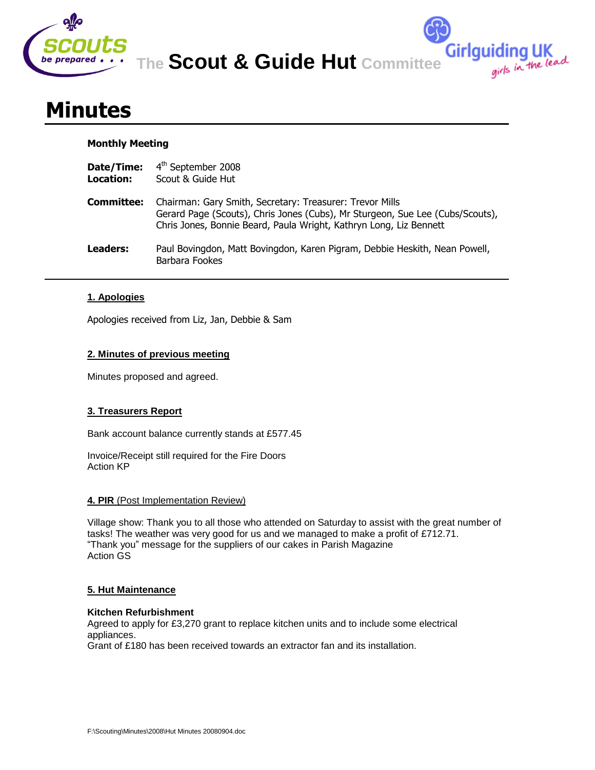**The Scout & Guide Hut Committee**

# Minutes

**Monthly Meeting**

**Date/Time:** 4th September 2008
**Location:** Scout & Guide Hut

**Committee:** Chairman: Gary Smith, Secretary: Treasurer: Trevor Mills
Gerard Page (Scouts), Chris Jones (Cubs), Mr Sturgeon, Sue Lee (Cubs/Scouts), Chris Jones, Bonnie Beard, Paula Wright, Kathryn Long, Liz Bennett

**Leaders:** Paul Bovingdon, Matt Bovingdon, Karen Pigram, Debbie Heskith, Nean Powell, Barbara Fookes

---

## 1. Apologies

Apologies received from Liz, Jan, Debbie & Sam

## 2. Minutes of previous meeting

Minutes proposed and agreed.

## 3. Treasurers Report

Bank account balance currently stands at £577.45

Invoice/Receipt still required for the Fire Doors
Action KP

## 4. PIR (Post Implementation Review)

Village show: Thank you to all those who attended on Saturday to assist with the great number of tasks! The weather was very good for us and we managed to make a profit of £712.71.
"Thank you" message for the suppliers of our cakes in Parish Magazine
Action GS

## 5. Hut Maintenance

**Kitchen Refurbishment**
Agreed to apply for £3,270 grant to replace kitchen units and to include some electrical appliances.
Grant of £180 has been received towards an extractor fan and its installation.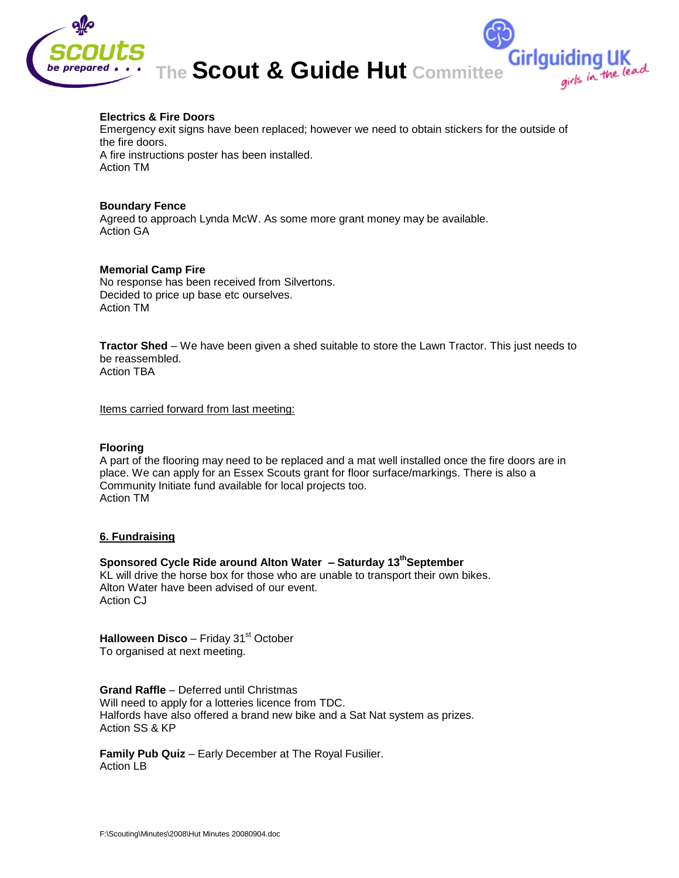**Electrics & Fire Doors**
Emergency exit signs have been replaced; however we need to obtain stickers for the outside of the fire doors.
A fire instructions poster has been installed.
Action TM

**Boundary Fence**
Agreed to approach Lynda McW. As some more grant money may be available.
Action GA

**Memorial Camp Fire**
No response has been received from Silvertons.
Decided to price up base etc ourselves.
Action TM

**Tractor Shed** – We have been given a shed suitable to store the Lawn Tractor. This just needs to be reassembled.
Action TBA

Items carried forward from last meeting:

**Flooring**
A part of the flooring may need to be replaced and a mat well installed once the fire doors are in place. We can apply for an Essex Scouts grant for floor surface/markings. There is also a Community Initiate fund available for local projects too.
Action TM

## 6. Fundraising

**Sponsored Cycle Ride around Alton Water – Saturday 13th September**
KL will drive the horse box for those who are unable to transport their own bikes.
Alton Water have been advised of our event.
Action CJ

**Halloween Disco** – Friday 31st October
To organised at next meeting.

**Grand Raffle** – Deferred until Christmas
Will need to apply for a lotteries licence from TDC.
Halfords have also offered a brand new bike and a Sat Nat system as prizes.
Action SS & KP

**Family Pub Quiz** – Early December at The Royal Fusilier.
Action LB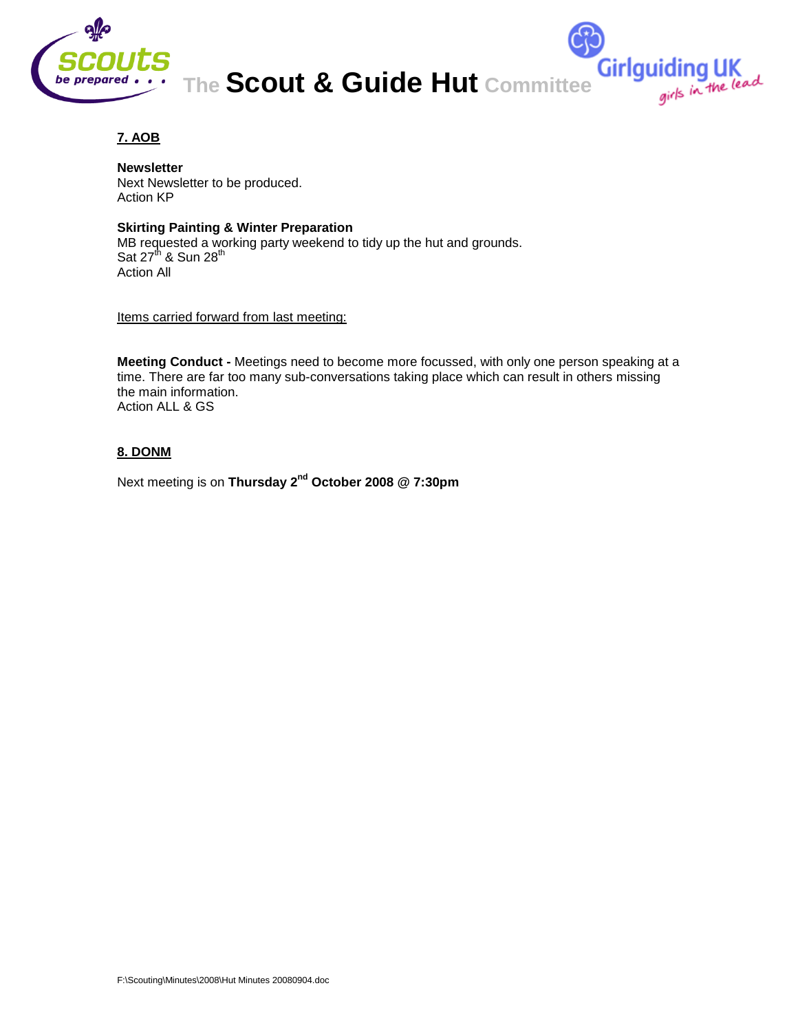## 7. AOB

**Newsletter**
Next Newsletter to be produced.
Action KP

**Skirting Painting & Winter Preparation**
MB requested a working party weekend to tidy up the hut and grounds.
Sat 27th & Sun 28th
Action All

Items carried forward from last meeting:

**Meeting Conduct -** Meetings need to become more focussed, with only one person speaking at a time. There are far too many sub-conversations taking place which can result in others missing the main information.
Action ALL & GS

## 8. DONM

Next meeting is on **Thursday 2nd October 2008 @ 7:30pm**